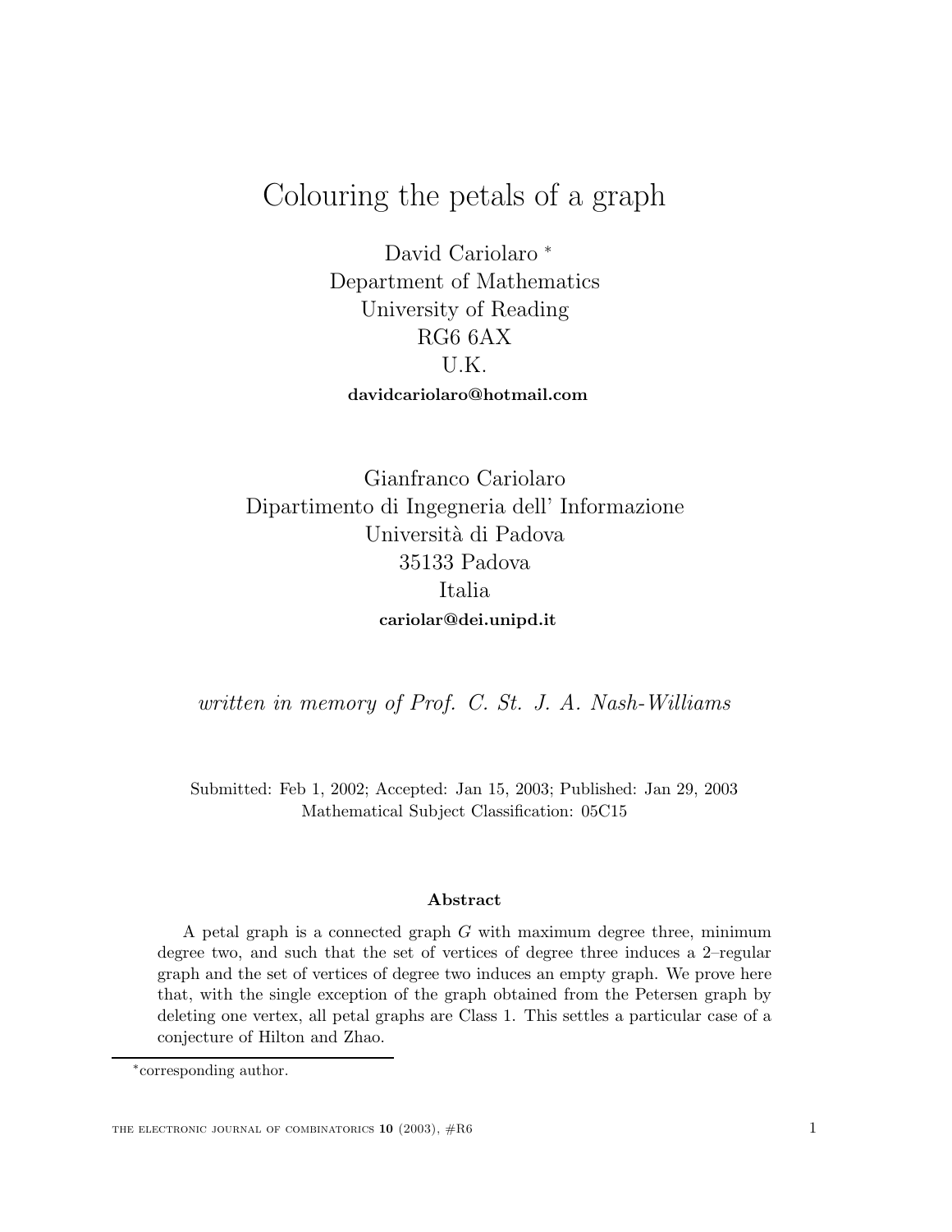# Colouring the petals of a graph

David Cariolaro [*]
Department of Mathematics
University of Reading
RG6 6AX
U.K.
**davidcariolaro@hotmail.com**

Gianfranco Cariolaro
Dipartimento di Ingegneria dell' Informazione
Università di Padova
35133 Padova
Italia
**cariolar@dei.unipd.it**

*written in memory of Prof. C. St. J. A. Nash-Williams*

Submitted: Feb 1, 2002; Accepted: Jan 15, 2003; Published: Jan 29, 2003
Mathematical Subject Classification: 05C15

### Abstract

A petal graph is a connected graph $G$ with maximum degree three, minimum degree two, and such that the set of vertices of degree three induces a 2–regular graph and the set of vertices of degree two induces an empty graph. We prove here that, with the single exception of the graph obtained from the Petersen graph by deleting one vertex, all petal graphs are Class 1. This settles a particular case of a conjecture of Hilton and Zhao.

---

[*] corresponding author.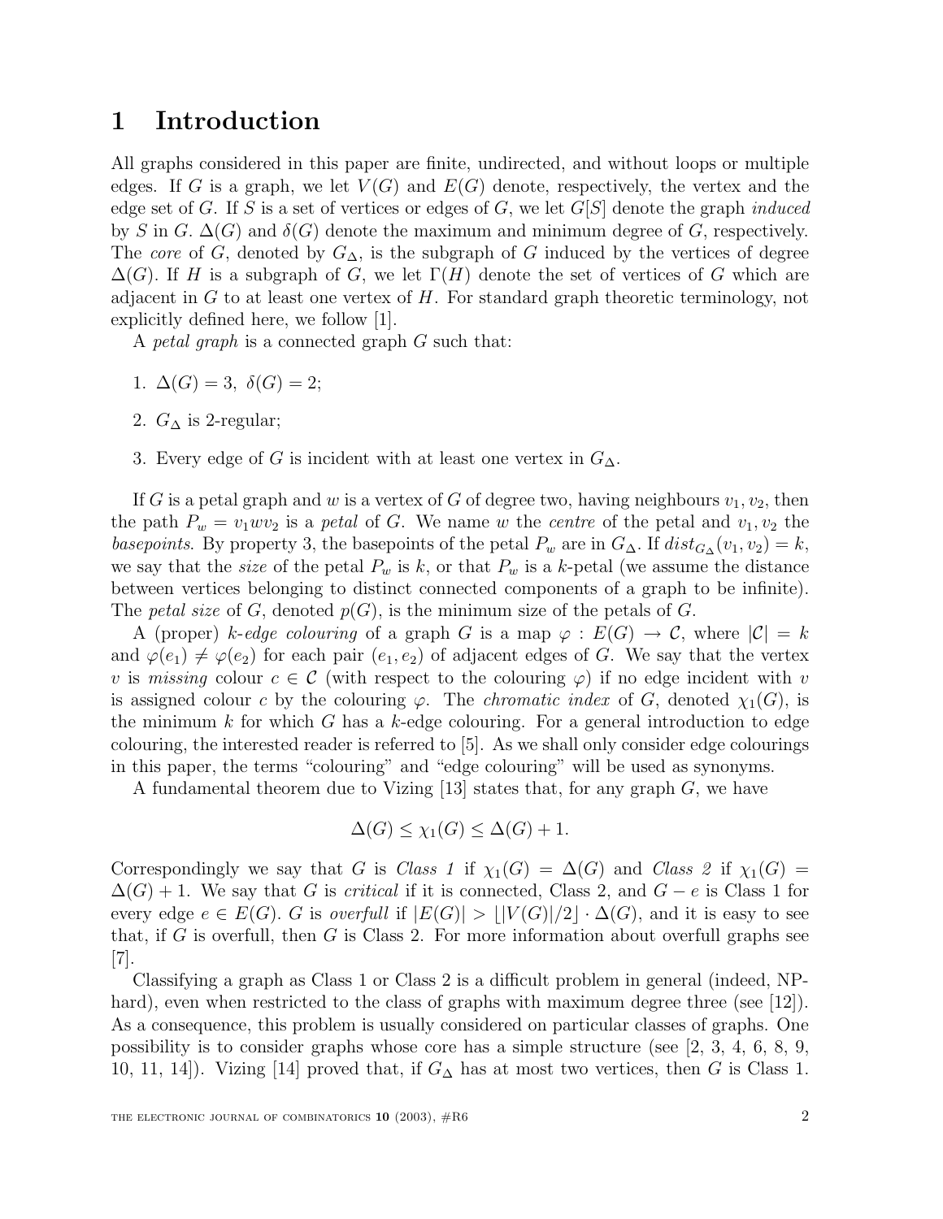# 1 Introduction

All graphs considered in this paper are finite, undirected, and without loops or multiple edges. If $G$ is a graph, we let $V(G)$ and $E(G)$ denote, respectively, the vertex and the edge set of $G$. If $S$ is a set of vertices or edges of $G$, we let $G[S]$ denote the graph *induced* by $S$ in $G$. $\Delta(G)$ and $\delta(G)$ denote the maximum and minimum degree of $G$, respectively. The *core* of $G$, denoted by $G_\Delta$, is the subgraph of $G$ induced by the vertices of degree $\Delta(G)$. If $H$ is a subgraph of $G$, we let $\Gamma(H)$ denote the set of vertices of $G$ which are adjacent in $G$ to at least one vertex of $H$. For standard graph theoretic terminology, not explicitly defined here, we follow [1].

A *petal graph* is a connected graph $G$ such that:

1. $\Delta(G) = 3,\ \delta(G) = 2$;
2. $G_\Delta$ is 2-regular;
3. Every edge of $G$ is incident with at least one vertex in $G_\Delta$.

If $G$ is a petal graph and $w$ is a vertex of $G$ of degree two, having neighbours $v_1, v_2$, then the path $P_w = v_1 w v_2$ is a *petal* of $G$. We name $w$ the *centre* of the petal and $v_1, v_2$ the *basepoints*. By property 3, the basepoints of the petal $P_w$ are in $G_\Delta$. If $dist_{G_\Delta}(v_1, v_2) = k$, we say that the *size* of the petal $P_w$ is $k$, or that $P_w$ is a $k$-petal (we assume the distance between vertices belonging to distinct connected components of a graph to be infinite). The *petal size* of $G$, denoted $p(G)$, is the minimum size of the petals of $G$.

A (proper) *$k$-edge colouring* of a graph $G$ is a map $\varphi : E(G) \to \mathcal{C}$, where $|\mathcal{C}| = k$ and $\varphi(e_1) \neq \varphi(e_2)$ for each pair $(e_1, e_2)$ of adjacent edges of $G$. We say that the vertex $v$ is *missing* colour $c \in \mathcal{C}$ (with respect to the colouring $\varphi$) if no edge incident with $v$ is assigned colour $c$ by the colouring $\varphi$. The *chromatic index* of $G$, denoted $\chi_1(G)$, is the minimum $k$ for which $G$ has a $k$-edge colouring. For a general introduction to edge colouring, the interested reader is referred to [5]. As we shall only consider edge colourings in this paper, the terms "colouring" and "edge colouring" will be used as synonyms.

A fundamental theorem due to Vizing [13] states that, for any graph $G$, we have

$$\Delta(G) \leq \chi_1(G) \leq \Delta(G) + 1.$$

Correspondingly we say that $G$ is *Class 1* if $\chi_1(G) = \Delta(G)$ and *Class 2* if $\chi_1(G) = \Delta(G) + 1$. We say that $G$ is *critical* if it is connected, Class 2, and $G - e$ is Class 1 for every edge $e \in E(G)$. $G$ is *overfull* if $|E(G)| > \lfloor |V(G)|/2 \rfloor \cdot \Delta(G)$, and it is easy to see that, if $G$ is overfull, then $G$ is Class 2. For more information about overfull graphs see [7].

Classifying a graph as Class 1 or Class 2 is a difficult problem in general (indeed, NP-hard), even when restricted to the class of graphs with maximum degree three (see [12]). As a consequence, this problem is usually considered on particular classes of graphs. One possibility is to consider graphs whose core has a simple structure (see [2, 3, 4, 6, 8, 9, 10, 11, 14]). Vizing [14] proved that, if $G_\Delta$ has at most two vertices, then $G$ is Class 1.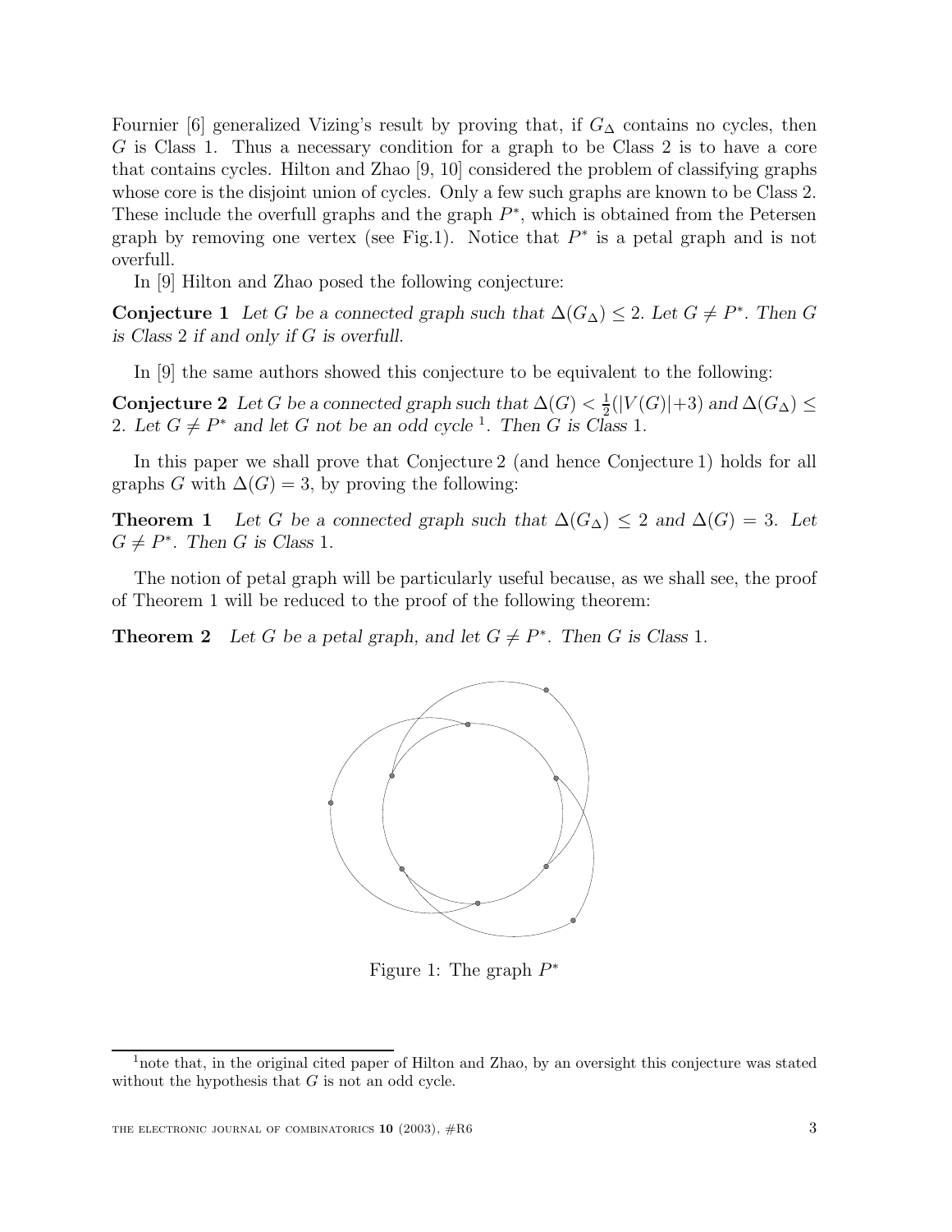Fournier [6] generalized Vizing's result by proving that, if $G_\Delta$ contains no cycles, then $G$ is Class 1. Thus a necessary condition for a graph to be Class 2 is to have a core that contains cycles. Hilton and Zhao [9, 10] considered the problem of classifying graphs whose core is the disjoint union of cycles. Only a few such graphs are known to be Class 2. These include the overfull graphs and the graph $P^*$, which is obtained from the Petersen graph by removing one vertex (see Fig.1). Notice that $P^*$ is a petal graph and is not overfull.

In [9] Hilton and Zhao posed the following conjecture:

**Conjecture 1** *Let $G$ be a connected graph such that $\Delta(G_\Delta) \leq 2$. Let $G \neq P^*$. Then $G$ is Class 2 if and only if $G$ is overfull.*

In [9] the same authors showed this conjecture to be equivalent to the following:

**Conjecture 2** *Let $G$ be a connected graph such that $\Delta(G) < \frac{1}{2}(|V(G)|+3)$ and $\Delta(G_\Delta) \leq 2$. Let $G \neq P^*$ and let $G$ not be an odd cycle [1]. Then $G$ is Class 1.*

In this paper we shall prove that Conjecture 2 (and hence Conjecture 1) holds for all graphs $G$ with $\Delta(G) = 3$, by proving the following:

**Theorem 1** *Let $G$ be a connected graph such that $\Delta(G_\Delta) \leq 2$ and $\Delta(G) = 3$. Let $G \neq P^*$. Then $G$ is Class 1.*

The notion of petal graph will be particularly useful because, as we shall see, the proof of Theorem 1 will be reduced to the proof of the following theorem:

**Theorem 2** *Let $G$ be a petal graph, and let $G \neq P^*$. Then $G$ is Class 1.*

Figure 1: The graph $P^*$

[1] note that, in the original cited paper of Hilton and Zhao, by an oversight this conjecture was stated without the hypothesis that $G$ is not an odd cycle.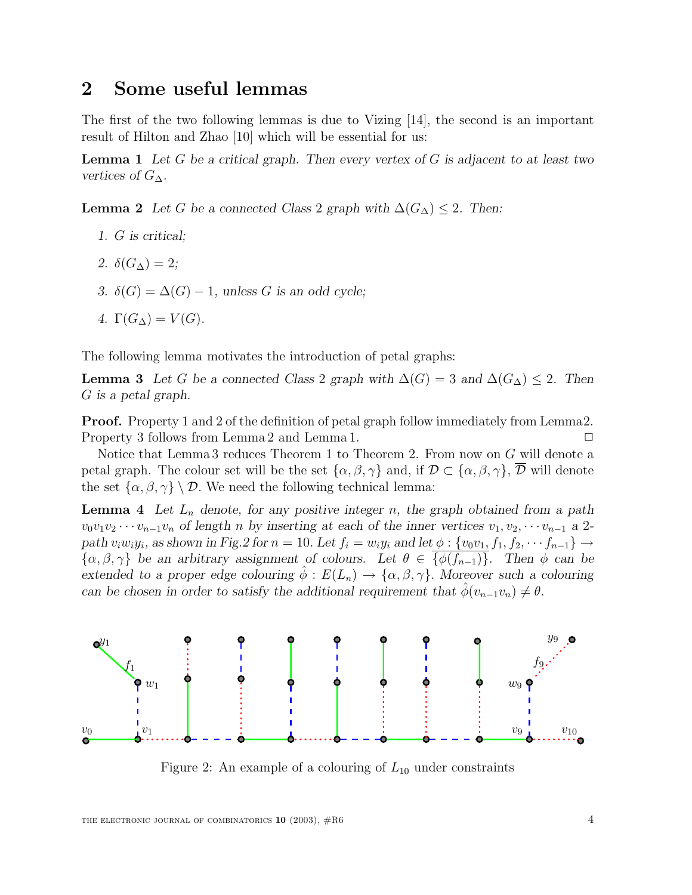## 2 Some useful lemmas

The first of the two following lemmas is due to Vizing [14], the second is an important result of Hilton and Zhao [10] which will be essential for us:

**Lemma 1** *Let $G$ be a critical graph. Then every vertex of $G$ is adjacent to at least two vertices of $G_\Delta$.*

**Lemma 2** *Let $G$ be a connected Class 2 graph with $\Delta(G_\Delta) \leq 2$. Then:*

1. *$G$ is critical;*
2. *$\delta(G_\Delta) = 2$;*
3. *$\delta(G) = \Delta(G) - 1$, unless $G$ is an odd cycle;*
4. *$\Gamma(G_\Delta) = V(G)$.*

The following lemma motivates the introduction of petal graphs:

**Lemma 3** *Let $G$ be a connected Class 2 graph with $\Delta(G) = 3$ and $\Delta(G_\Delta) \leq 2$. Then $G$ is a petal graph.*

**Proof.** Property 1 and 2 of the definition of petal graph follow immediately from Lemma 2. Property 3 follows from Lemma 2 and Lemma 1. □

Notice that Lemma 3 reduces Theorem 1 to Theorem 2. From now on $G$ will denote a petal graph. The colour set will be the set $\{\alpha, \beta, \gamma\}$ and, if $\mathcal{D} \subset \{\alpha, \beta, \gamma\}$, $\overline{\mathcal{D}}$ will denote the set $\{\alpha, \beta, \gamma\} \setminus \mathcal{D}$. We need the following technical lemma:

**Lemma 4** *Let $L_n$ denote, for any positive integer $n$, the graph obtained from a path $v_0 v_1 v_2 \cdots v_{n-1} v_n$ of length $n$ by inserting at each of the inner vertices $v_1, v_2, \cdots v_{n-1}$ a 2-path $v_i w_i y_i$, as shown in Fig.2 for $n = 10$. Let $f_i = w_i y_i$ and let $\phi : \{v_0 v_1, f_1, f_2, \cdots f_{n-1}\} \to \{\alpha, \beta, \gamma\}$ be an arbitrary assignment of colours. Let $\theta \in \overline{\{\phi(f_{n-1})\}}$. Then $\phi$ can be extended to a proper edge colouring $\hat{\phi} : E(L_n) \to \{\alpha, \beta, \gamma\}$. Moreover such a colouring can be chosen in order to satisfy the additional requirement that $\hat{\phi}(v_{n-1} v_n) \neq \theta$.*

Figure 2: An example of a colouring of $L_{10}$ under constraints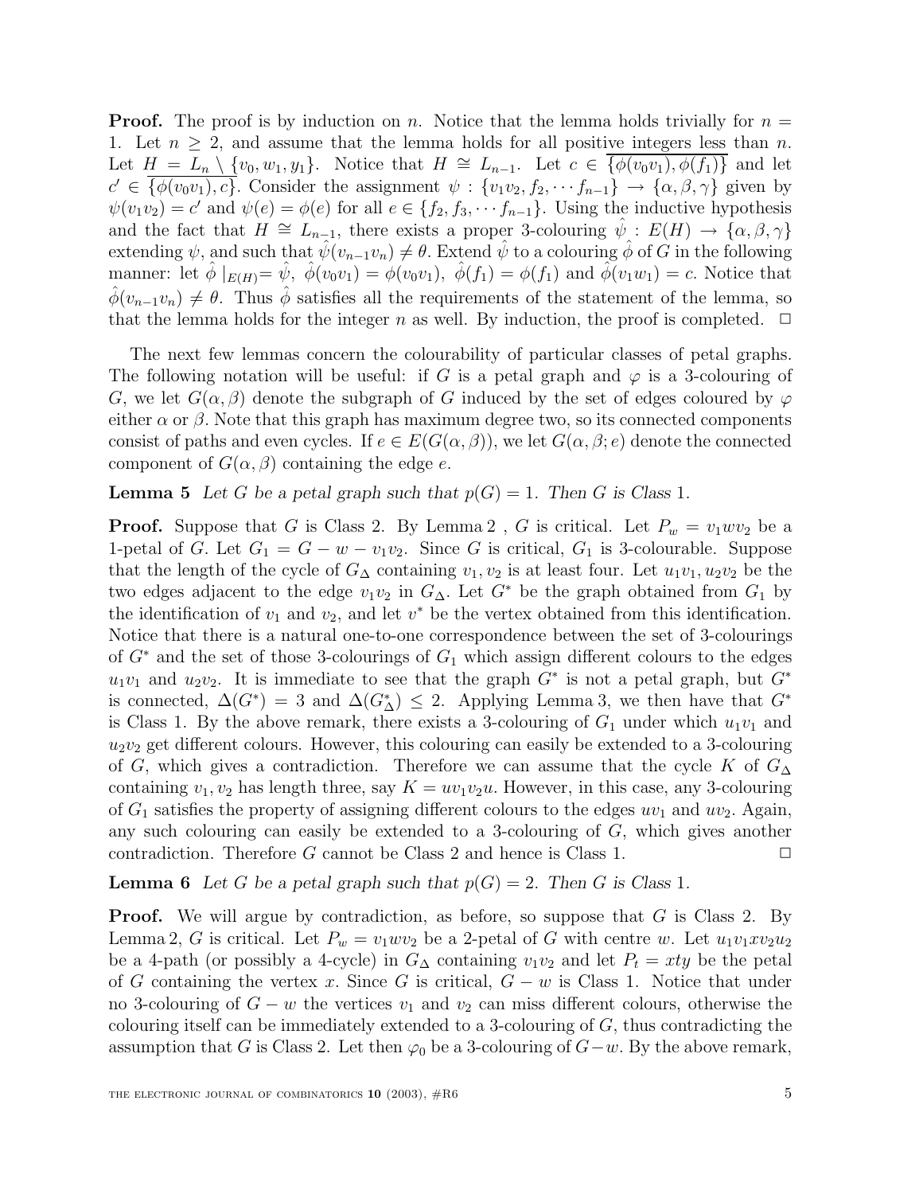**Proof.** The proof is by induction on $n$. Notice that the lemma holds trivially for $n = 1$. Let $n \geq 2$, and assume that the lemma holds for all positive integers less than $n$. Let $H = L_n \setminus \{v_0, w_1, y_1\}$. Notice that $H \cong L_{n-1}$. Let $c \in \overline{\{\phi(v_0v_1), \phi(f_1)\}}$ and let $c' \in \overline{\{\phi(v_0v_1), c\}}$. Consider the assignment $\psi : \{v_1v_2, f_2, \cdots f_{n-1}\} \to \{\alpha, \beta, \gamma\}$ given by $\psi(v_1v_2) = c'$ and $\psi(e) = \phi(e)$ for all $e \in \{f_2, f_3, \cdots f_{n-1}\}$. Using the inductive hypothesis and the fact that $H \cong L_{n-1}$, there exists a proper 3-colouring $\hat{\psi} : E(H) \to \{\alpha, \beta, \gamma\}$ extending $\psi$, and such that $\hat{\psi}(v_{n-1}v_n) \neq \theta$. Extend $\hat{\psi}$ to a colouring $\hat{\phi}$ of $G$ in the following manner: let $\hat{\phi} \mid_{E(H)} = \hat{\psi}$, $\hat{\phi}(v_0v_1) = \phi(v_0v_1)$, $\hat{\phi}(f_1) = \phi(f_1)$ and $\hat{\phi}(v_1w_1) = c$. Notice that $\hat{\phi}(v_{n-1}v_n) \neq \theta$. Thus $\hat{\phi}$ satisfies all the requirements of the statement of the lemma, so that the lemma holds for the integer $n$ as well. By induction, the proof is completed. $\Box$

The next few lemmas concern the colourability of particular classes of petal graphs. The following notation will be useful: if $G$ is a petal graph and $\varphi$ is a 3-colouring of $G$, we let $G(\alpha, \beta)$ denote the subgraph of $G$ induced by the set of edges coloured by $\varphi$ either $\alpha$ or $\beta$. Note that this graph has maximum degree two, so its connected components consist of paths and even cycles. If $e \in E(G(\alpha, \beta))$, we let $G(\alpha, \beta; e)$ denote the connected component of $G(\alpha, \beta)$ containing the edge $e$.

**Lemma 5** *Let $G$ be a petal graph such that $p(G) = 1$. Then $G$ is Class 1.*

**Proof.** Suppose that $G$ is Class 2. By Lemma 2 , $G$ is critical. Let $P_w = v_1wv_2$ be a 1-petal of $G$. Let $G_1 = G - w - v_1v_2$. Since $G$ is critical, $G_1$ is 3-colourable. Suppose that the length of the cycle of $G_\Delta$ containing $v_1, v_2$ is at least four. Let $u_1v_1, u_2v_2$ be the two edges adjacent to the edge $v_1v_2$ in $G_\Delta$. Let $G^*$ be the graph obtained from $G_1$ by the identification of $v_1$ and $v_2$, and let $v^*$ be the vertex obtained from this identification. Notice that there is a natural one-to-one correspondence between the set of 3-colourings of $G^*$ and the set of those 3-colourings of $G_1$ which assign different colours to the edges $u_1v_1$ and $u_2v_2$. It is immediate to see that the graph $G^*$ is not a petal graph, but $G^*$ is connected, $\Delta(G^*) = 3$ and $\Delta(G^*_\Delta) \leq 2$. Applying Lemma 3, we then have that $G^*$ is Class 1. By the above remark, there exists a 3-colouring of $G_1$ under which $u_1v_1$ and $u_2v_2$ get different colours. However, this colouring can easily be extended to a 3-colouring of $G$, which gives a contradiction. Therefore we can assume that the cycle $K$ of $G_\Delta$ containing $v_1, v_2$ has length three, say $K = uv_1v_2u$. However, in this case, any 3-colouring of $G_1$ satisfies the property of assigning different colours to the edges $uv_1$ and $uv_2$. Again, any such colouring can easily be extended to a 3-colouring of $G$, which gives another contradiction. Therefore $G$ cannot be Class 2 and hence is Class 1. $\Box$

**Lemma 6** *Let $G$ be a petal graph such that $p(G) = 2$. Then $G$ is Class 1.*

**Proof.** We will argue by contradiction, as before, so suppose that $G$ is Class 2. By Lemma 2, $G$ is critical. Let $P_w = v_1wv_2$ be a 2-petal of $G$ with centre $w$. Let $u_1v_1xv_2u_2$ be a 4-path (or possibly a 4-cycle) in $G_\Delta$ containing $v_1v_2$ and let $P_t = xty$ be the petal of $G$ containing the vertex $x$. Since $G$ is critical, $G - w$ is Class 1. Notice that under no 3-colouring of $G - w$ the vertices $v_1$ and $v_2$ can miss different colours, otherwise the colouring itself can be immediately extended to a 3-colouring of $G$, thus contradicting the assumption that $G$ is Class 2. Let then $\varphi_0$ be a 3-colouring of $G - w$. By the above remark,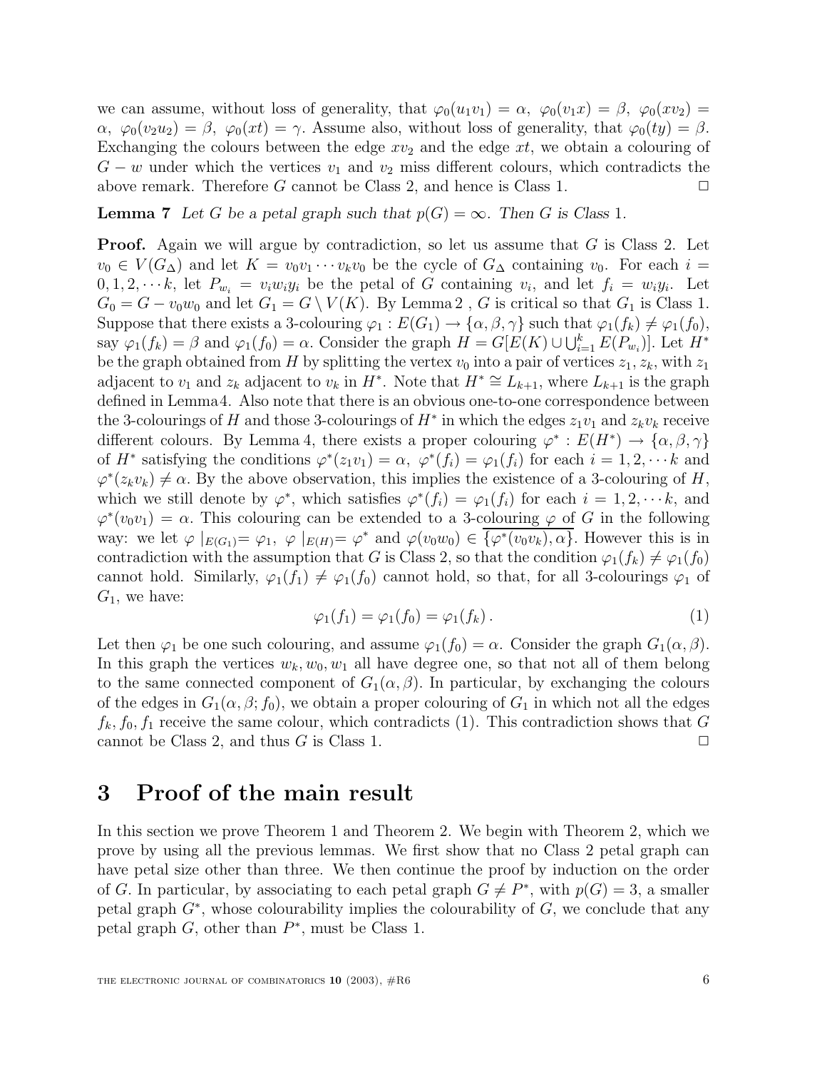we can assume, without loss of generality, that $\varphi_0(u_1v_1) = \alpha,\ \varphi_0(v_1x) = \beta,\ \varphi_0(xv_2) = \alpha,\ \varphi_0(v_2u_2) = \beta,\ \varphi_0(xt) = \gamma$. Assume also, without loss of generality, that $\varphi_0(ty) = \beta$. Exchanging the colours between the edge $xv_2$ and the edge $xt$, we obtain a colouring of $G - w$ under which the vertices $v_1$ and $v_2$ miss different colours, which contradicts the above remark. Therefore $G$ cannot be Class 2, and hence is Class 1. □

**Lemma 7** *Let $G$ be a petal graph such that $p(G) = \infty$. Then $G$ is Class* 1.

**Proof.** Again we will argue by contradiction, so let us assume that $G$ is Class 2. Let $v_0 \in V(G_\Delta)$ and let $K = v_0v_1 \cdots v_kv_0$ be the cycle of $G_\Delta$ containing $v_0$. For each $i = 0, 1, 2, \cdots k$, let $P_{w_i} = v_iw_iy_i$ be the petal of $G$ containing $v_i$, and let $f_i = w_iy_i$. Let $G_0 = G - v_0w_0$ and let $G_1 = G \setminus V(K)$. By Lemma 2 , $G$ is critical so that $G_1$ is Class 1. Suppose that there exists a 3-colouring $\varphi_1 : E(G_1) \to \{\alpha, \beta, \gamma\}$ such that $\varphi_1(f_k) \neq \varphi_1(f_0)$, say $\varphi_1(f_k) = \beta$ and $\varphi_1(f_0) = \alpha$. Consider the graph $H = G[E(K) \cup \bigcup_{i=1}^{k} E(P_{w_i})]$. Let $H^*$ be the graph obtained from $H$ by splitting the vertex $v_0$ into a pair of vertices $z_1, z_k$, with $z_1$ adjacent to $v_1$ and $z_k$ adjacent to $v_k$ in $H^*$. Note that $H^* \cong L_{k+1}$, where $L_{k+1}$ is the graph defined in Lemma 4. Also note that there is an obvious one-to-one correspondence between the 3-colourings of $H$ and those 3-colourings of $H^*$ in which the edges $z_1v_1$ and $z_kv_k$ receive different colours. By Lemma 4, there exists a proper colouring $\varphi^* : E(H^*) \to \{\alpha, \beta, \gamma\}$ of $H^*$ satisfying the conditions $\varphi^*(z_1v_1) = \alpha,\ \varphi^*(f_i) = \varphi_1(f_i)$ for each $i = 1, 2, \cdots k$ and $\varphi^*(z_kv_k) \neq \alpha$. By the above observation, this implies the existence of a 3-colouring of $H$, which we still denote by $\varphi^*$, which satisfies $\varphi^*(f_i) = \varphi_1(f_i)$ for each $i = 1, 2, \cdots k$, and $\varphi^*(v_0v_1) = \alpha$. This colouring can be extended to a 3-colouring $\varphi$ of $G$ in the following way: we let $\varphi\mid_{E(G_1)} = \varphi_1,\ \varphi\mid_{E(H)} = \varphi^*$ and $\varphi(v_0w_0) \in \overline{\{\varphi^*(v_0v_k), \alpha\}}$. However this is in contradiction with the assumption that $G$ is Class 2, so that the condition $\varphi_1(f_k) \neq \varphi_1(f_0)$ cannot hold. Similarly, $\varphi_1(f_1) \neq \varphi_1(f_0)$ cannot hold, so that, for all 3-colourings $\varphi_1$ of $G_1$, we have:

$$\varphi_1(f_1) = \varphi_1(f_0) = \varphi_1(f_k)\,. \tag{1}$$

Let then $\varphi_1$ be one such colouring, and assume $\varphi_1(f_0) = \alpha$. Consider the graph $G_1(\alpha, \beta)$. In this graph the vertices $w_k, w_0, w_1$ all have degree one, so that not all of them belong to the same connected component of $G_1(\alpha, \beta)$. In particular, by exchanging the colours of the edges in $G_1(\alpha, \beta; f_0)$, we obtain a proper colouring of $G_1$ in which not all the edges $f_k, f_0, f_1$ receive the same colour, which contradicts (1). This contradiction shows that $G$ cannot be Class 2, and thus $G$ is Class 1. □

## 3 Proof of the main result

In this section we prove Theorem 1 and Theorem 2. We begin with Theorem 2, which we prove by using all the previous lemmas. We first show that no Class 2 petal graph can have petal size other than three. We then continue the proof by induction on the order of $G$. In particular, by associating to each petal graph $G \neq P^*$, with $p(G) = 3$, a smaller petal graph $G^*$, whose colourability implies the colourability of $G$, we conclude that any petal graph $G$, other than $P^*$, must be Class 1.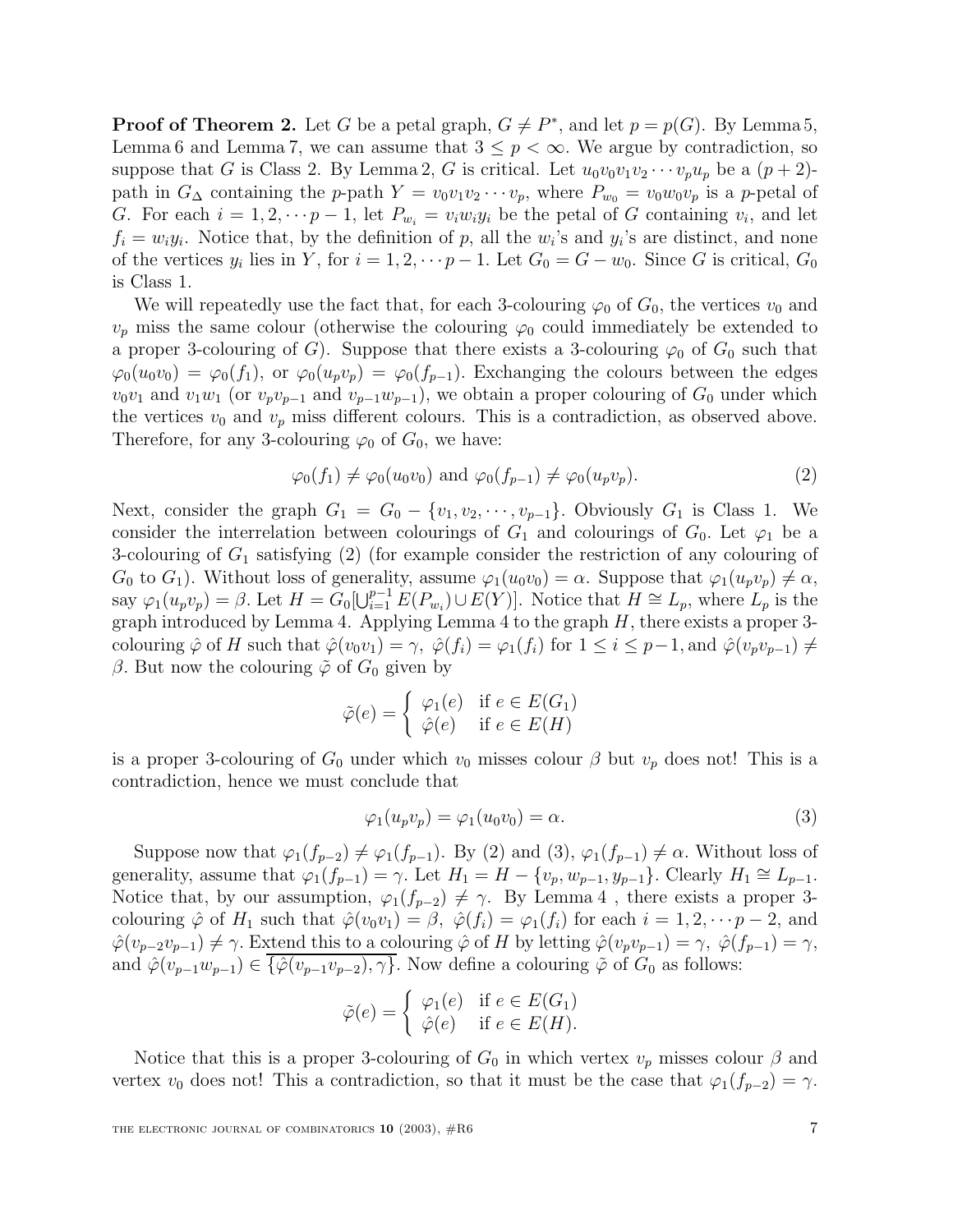**Proof of Theorem 2.** Let $G$ be a petal graph, $G \neq P^*$, and let $p = p(G)$. By Lemma 5, Lemma 6 and Lemma 7, we can assume that $3 \leq p < \infty$. We argue by contradiction, so suppose that $G$ is Class 2. By Lemma 2, $G$ is critical. Let $u_0v_0v_1v_2\cdots v_pu_p$ be a $(p+2)$-path in $G_\Delta$ containing the $p$-path $Y = v_0v_1v_2\cdots v_p$, where $P_{w_0} = v_0w_0v_p$ is a $p$-petal of $G$. For each $i = 1, 2, \cdots p-1$, let $P_{w_i} = v_iw_iy_i$ be the petal of $G$ containing $v_i$, and let $f_i = w_iy_i$. Notice that, by the definition of $p$, all the $w_i$'s and $y_i$'s are distinct, and none of the vertices $y_i$ lies in $Y$, for $i = 1, 2, \cdots p-1$. Let $G_0 = G - w_0$. Since $G$ is critical, $G_0$ is Class 1.

We will repeatedly use the fact that, for each 3-colouring $\varphi_0$ of $G_0$, the vertices $v_0$ and $v_p$ miss the same colour (otherwise the colouring $\varphi_0$ could immediately be extended to a proper 3-colouring of $G$). Suppose that there exists a 3-colouring $\varphi_0$ of $G_0$ such that $\varphi_0(u_0v_0) = \varphi_0(f_1)$, or $\varphi_0(u_pv_p) = \varphi_0(f_{p-1})$. Exchanging the colours between the edges $v_0v_1$ and $v_1w_1$ (or $v_pv_{p-1}$ and $v_{p-1}w_{p-1}$), we obtain a proper colouring of $G_0$ under which the vertices $v_0$ and $v_p$ miss different colours. This is a contradiction, as observed above. Therefore, for any 3-colouring $\varphi_0$ of $G_0$, we have:

$$\varphi_0(f_1) \neq \varphi_0(u_0v_0) \text{ and } \varphi_0(f_{p-1}) \neq \varphi_0(u_pv_p). \tag{2}$$

Next, consider the graph $G_1 = G_0 - \{v_1, v_2, \cdots, v_{p-1}\}$. Obviously $G_1$ is Class 1. We consider the interrelation between colourings of $G_1$ and colourings of $G_0$. Let $\varphi_1$ be a 3-colouring of $G_1$ satisfying (2) (for example consider the restriction of any colouring of $G_0$ to $G_1$). Without loss of generality, assume $\varphi_1(u_0v_0) = \alpha$. Suppose that $\varphi_1(u_pv_p) \neq \alpha$, say $\varphi_1(u_pv_p) = \beta$. Let $H = G_0[\bigcup_{i=1}^{p-1} E(P_{w_i}) \cup E(Y)]$. Notice that $H \cong L_p$, where $L_p$ is the graph introduced by Lemma 4. Applying Lemma 4 to the graph $H$, there exists a proper 3-colouring $\hat{\varphi}$ of $H$ such that $\hat{\varphi}(v_0v_1) = \gamma$, $\hat{\varphi}(f_i) = \varphi_1(f_i)$ for $1 \leq i \leq p-1$, and $\hat{\varphi}(v_pv_{p-1}) \neq \beta$. But now the colouring $\tilde{\varphi}$ of $G_0$ given by

$$\tilde{\varphi}(e) = \begin{cases} \varphi_1(e) & \text{if } e \in E(G_1) \\ \hat{\varphi}(e) & \text{if } e \in E(H) \end{cases}$$

is a proper 3-colouring of $G_0$ under which $v_0$ misses colour $\beta$ but $v_p$ does not! This is a contradiction, hence we must conclude that

$$\varphi_1(u_pv_p) = \varphi_1(u_0v_0) = \alpha. \tag{3}$$

Suppose now that $\varphi_1(f_{p-2}) \neq \varphi_1(f_{p-1})$. By (2) and (3), $\varphi_1(f_{p-1}) \neq \alpha$. Without loss of generality, assume that $\varphi_1(f_{p-1}) = \gamma$. Let $H_1 = H - \{v_p, w_{p-1}, y_{p-1}\}$. Clearly $H_1 \cong L_{p-1}$. Notice that, by our assumption, $\varphi_1(f_{p-2}) \neq \gamma$. By Lemma 4 , there exists a proper 3-colouring $\hat{\varphi}$ of $H_1$ such that $\hat{\varphi}(v_0v_1) = \beta$, $\hat{\varphi}(f_i) = \varphi_1(f_i)$ for each $i = 1, 2, \cdots p-2$, and $\hat{\varphi}(v_{p-2}v_{p-1}) \neq \gamma$. Extend this to a colouring $\hat{\varphi}$ of $H$ by letting $\hat{\varphi}(v_pv_{p-1}) = \gamma$, $\hat{\varphi}(f_{p-1}) = \gamma$, and $\hat{\varphi}(v_{p-1}w_{p-1}) \in \overline{\{\hat{\varphi}(v_{p-1}v_{p-2}), \gamma\}}$. Now define a colouring $\tilde{\varphi}$ of $G_0$ as follows:

$$\tilde{\varphi}(e) = \begin{cases} \varphi_1(e) & \text{if } e \in E(G_1) \\ \hat{\varphi}(e) & \text{if } e \in E(H). \end{cases}$$

Notice that this is a proper 3-colouring of $G_0$ in which vertex $v_p$ misses colour $\beta$ and vertex $v_0$ does not! This a contradiction, so that it must be the case that $\varphi_1(f_{p-2}) = \gamma$.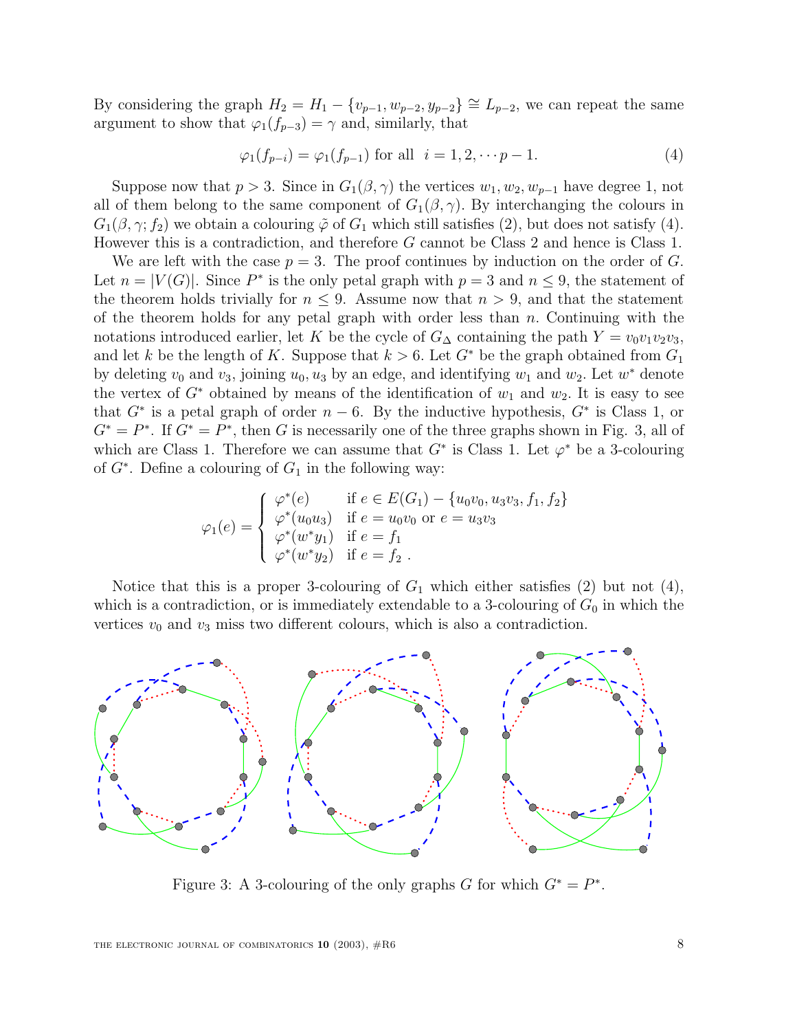By considering the graph $H_2 = H_1 - \{v_{p-1}, w_{p-2}, y_{p-2}\} \cong L_{p-2}$, we can repeat the same argument to show that $\varphi_1(f_{p-3}) = \gamma$ and, similarly, that

$$\varphi_1(f_{p-i}) = \varphi_1(f_{p-1}) \text{ for all } \ i = 1, 2, \cdots p-1. \tag{4}$$

Suppose now that $p > 3$. Since in $G_1(\beta, \gamma)$ the vertices $w_1, w_2, w_{p-1}$ have degree 1, not all of them belong to the same component of $G_1(\beta, \gamma)$. By interchanging the colours in $G_1(\beta, \gamma; f_2)$ we obtain a colouring $\tilde{\varphi}$ of $G_1$ which still satisfies (2), but does not satisfy (4). However this is a contradiction, and therefore $G$ cannot be Class 2 and hence is Class 1.

We are left with the case $p = 3$. The proof continues by induction on the order of $G$. Let $n = |V(G)|$. Since $P^*$ is the only petal graph with $p = 3$ and $n \leq 9$, the statement of the theorem holds trivially for $n \leq 9$. Assume now that $n > 9$, and that the statement of the theorem holds for any petal graph with order less than $n$. Continuing with the notations introduced earlier, let $K$ be the cycle of $G_\Delta$ containing the path $Y = v_0v_1v_2v_3$, and let $k$ be the length of $K$. Suppose that $k > 6$. Let $G^*$ be the graph obtained from $G_1$ by deleting $v_0$ and $v_3$, joining $u_0, u_3$ by an edge, and identifying $w_1$ and $w_2$. Let $w^*$ denote the vertex of $G^*$ obtained by means of the identification of $w_1$ and $w_2$. It is easy to see that $G^*$ is a petal graph of order $n - 6$. By the inductive hypothesis, $G^*$ is Class 1, or $G^* = P^*$. If $G^* = P^*$, then $G$ is necessarily one of the three graphs shown in Fig. 3, all of which are Class 1. Therefore we can assume that $G^*$ is Class 1. Let $\varphi^*$ be a 3-colouring of $G^*$. Define a colouring of $G_1$ in the following way:

$$\varphi_1(e) = \begin{cases} \varphi^*(e) & \text{if } e \in E(G_1) - \{u_0v_0, u_3v_3, f_1, f_2\} \\ \varphi^*(u_0u_3) & \text{if } e = u_0v_0 \text{ or } e = u_3v_3 \\ \varphi^*(w^*y_1) & \text{if } e = f_1 \\ \varphi^*(w^*y_2) & \text{if } e = f_2 \ . \end{cases}$$

Notice that this is a proper 3-colouring of $G_1$ which either satisfies (2) but not (4), which is a contradiction, or is immediately extendable to a 3-colouring of $G_0$ in which the vertices $v_0$ and $v_3$ miss two different colours, which is also a contradiction.

Figure 3: A 3-colouring of the only graphs $G$ for which $G^* = P^*$.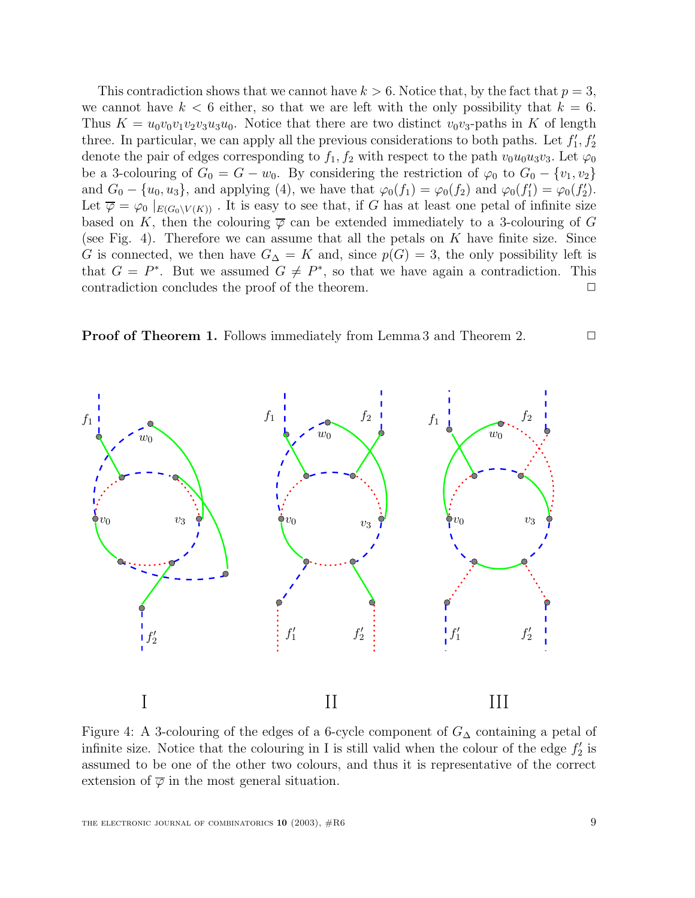This contradiction shows that we cannot have $k > 6$. Notice that, by the fact that $p = 3$, we cannot have $k < 6$ either, so that we are left with the only possibility that $k = 6$. Thus $K = u_0 v_0 v_1 v_2 v_3 u_3 u_0$. Notice that there are two distinct $v_0 v_3$-paths in $K$ of length three. In particular, we can apply all the previous considerations to both paths. Let $f_1', f_2'$ denote the pair of edges corresponding to $f_1, f_2$ with respect to the path $v_0 u_0 u_3 v_3$. Let $\varphi_0$ be a 3-colouring of $G_0 = G - w_0$. By considering the restriction of $\varphi_0$ to $G_0 - \{v_1, v_2\}$ and $G_0 - \{u_0, u_3\}$, and applying (4), we have that $\varphi_0(f_1) = \varphi_0(f_2)$ and $\varphi_0(f_1') = \varphi_0(f_2')$. Let $\overline{\varphi} = \varphi_0 \mid_{E(G_0 \setminus V(K))}$. It is easy to see that, if $G$ has at least one petal of infinite size based on $K$, then the colouring $\overline{\varphi}$ can be extended immediately to a 3-colouring of $G$ (see Fig. 4). Therefore we can assume that all the petals on $K$ have finite size. Since $G$ is connected, we then have $G_\Delta = K$ and, since $p(G) = 3$, the only possibility left is that $G = P^*$. But we assumed $G \neq P^*$, so that we have again a contradiction. This contradiction concludes the proof of the theorem. □

**Proof of Theorem 1.** Follows immediately from Lemma 3 and Theorem 2. □

Figure 4: A 3-colouring of the edges of a 6-cycle component of $G_\Delta$ containing a petal of infinite size. Notice that the colouring in I is still valid when the colour of the edge $f_2'$ is assumed to be one of the other two colours, and thus it is representative of the correct extension of $\overline{\varphi}$ in the most general situation.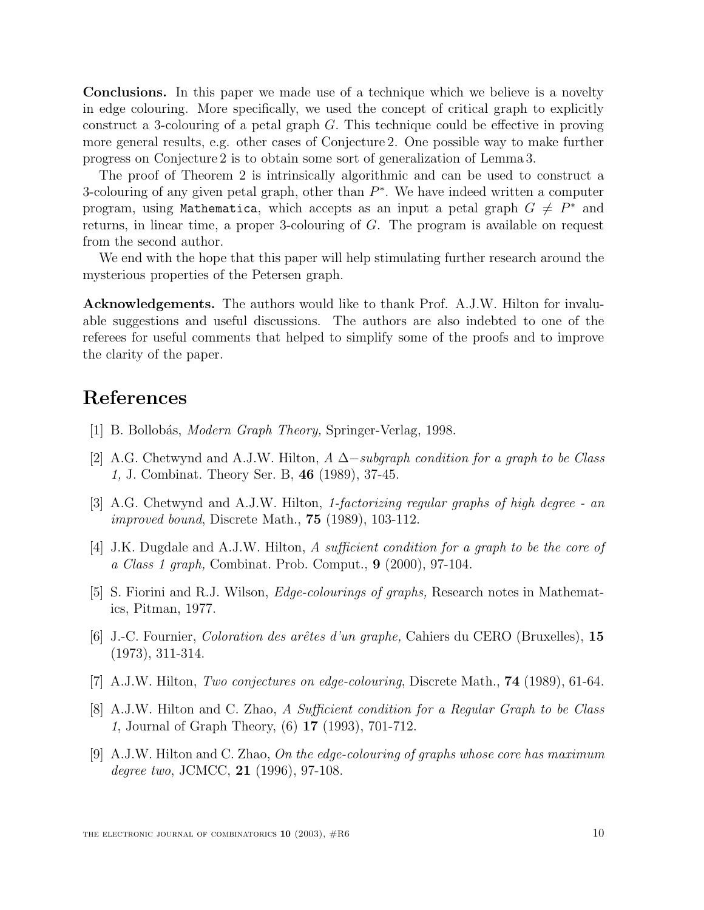**Conclusions.** In this paper we made use of a technique which we believe is a novelty in edge colouring. More specifically, we used the concept of critical graph to explicitly construct a 3-colouring of a petal graph $G$. This technique could be effective in proving more general results, e.g. other cases of Conjecture 2. One possible way to make further progress on Conjecture 2 is to obtain some sort of generalization of Lemma 3.

The proof of Theorem 2 is intrinsically algorithmic and can be used to construct a 3-colouring of any given petal graph, other than $P^*$. We have indeed written a computer program, using `Mathematica`, which accepts as an input a petal graph $G \neq P^*$ and returns, in linear time, a proper 3-colouring of $G$. The program is available on request from the second author.

We end with the hope that this paper will help stimulating further research around the mysterious properties of the Petersen graph.

**Acknowledgements.** The authors would like to thank Prof. A.J.W. Hilton for invaluable suggestions and useful discussions. The authors are also indebted to one of the referees for useful comments that helped to simplify some of the proofs and to improve the clarity of the paper.

## References

[1] B. Bollobás, *Modern Graph Theory,* Springer-Verlag, 1998.

[2] A.G. Chetwynd and A.J.W. Hilton, *A $\Delta-$subgraph condition for a graph to be Class 1,* J. Combinat. Theory Ser. B, **46** (1989), 37-45.

[3] A.G. Chetwynd and A.J.W. Hilton, *1-factorizing regular graphs of high degree - an improved bound*, Discrete Math., **75** (1989), 103-112.

[4] J.K. Dugdale and A.J.W. Hilton, *A sufficient condition for a graph to be the core of a Class 1 graph,* Combinat. Prob. Comput., **9** (2000), 97-104.

[5] S. Fiorini and R.J. Wilson, *Edge-colourings of graphs,* Research notes in Mathematics, Pitman, 1977.

[6] J.-C. Fournier, *Coloration des arêtes d'un graphe,* Cahiers du CERO (Bruxelles), **15** (1973), 311-314.

[7] A.J.W. Hilton, *Two conjectures on edge-colouring*, Discrete Math., **74** (1989), 61-64.

[8] A.J.W. Hilton and C. Zhao, *A Sufficient condition for a Regular Graph to be Class 1*, Journal of Graph Theory, (6) **17** (1993), 701-712.

[9] A.J.W. Hilton and C. Zhao, *On the edge-colouring of graphs whose core has maximum degree two*, JCMCC, **21** (1996), 97-108.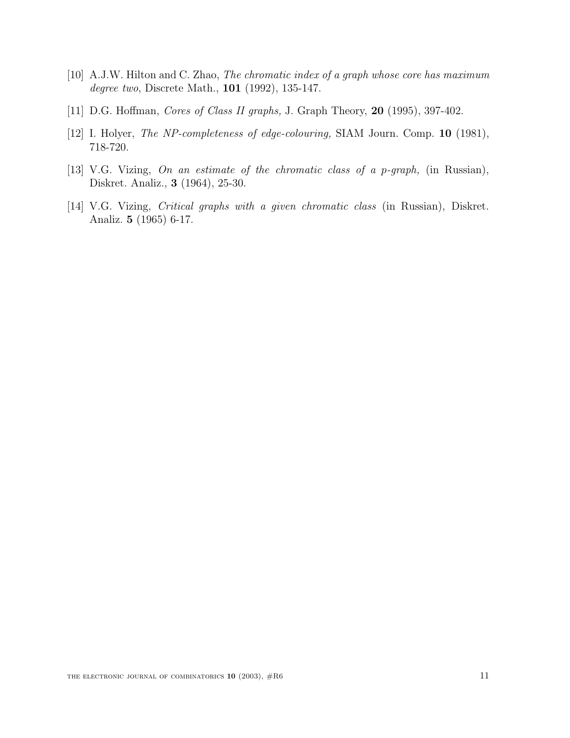[10] A.J.W. Hilton and C. Zhao, *The chromatic index of a graph whose core has maximum degree two*, Discrete Math., **101** (1992), 135-147.

[11] D.G. Hoffman, *Cores of Class II graphs,* J. Graph Theory, **20** (1995), 397-402.

[12] I. Holyer, *The NP-completeness of edge-colouring,* SIAM Journ. Comp. **10** (1981), 718-720.

[13] V.G. Vizing, *On an estimate of the chromatic class of a p-graph,* (in Russian), Diskret. Analiz., **3** (1964), 25-30.

[14] V.G. Vizing, *Critical graphs with a given chromatic class* (in Russian), Diskret. Analiz. **5** (1965) 6-17.